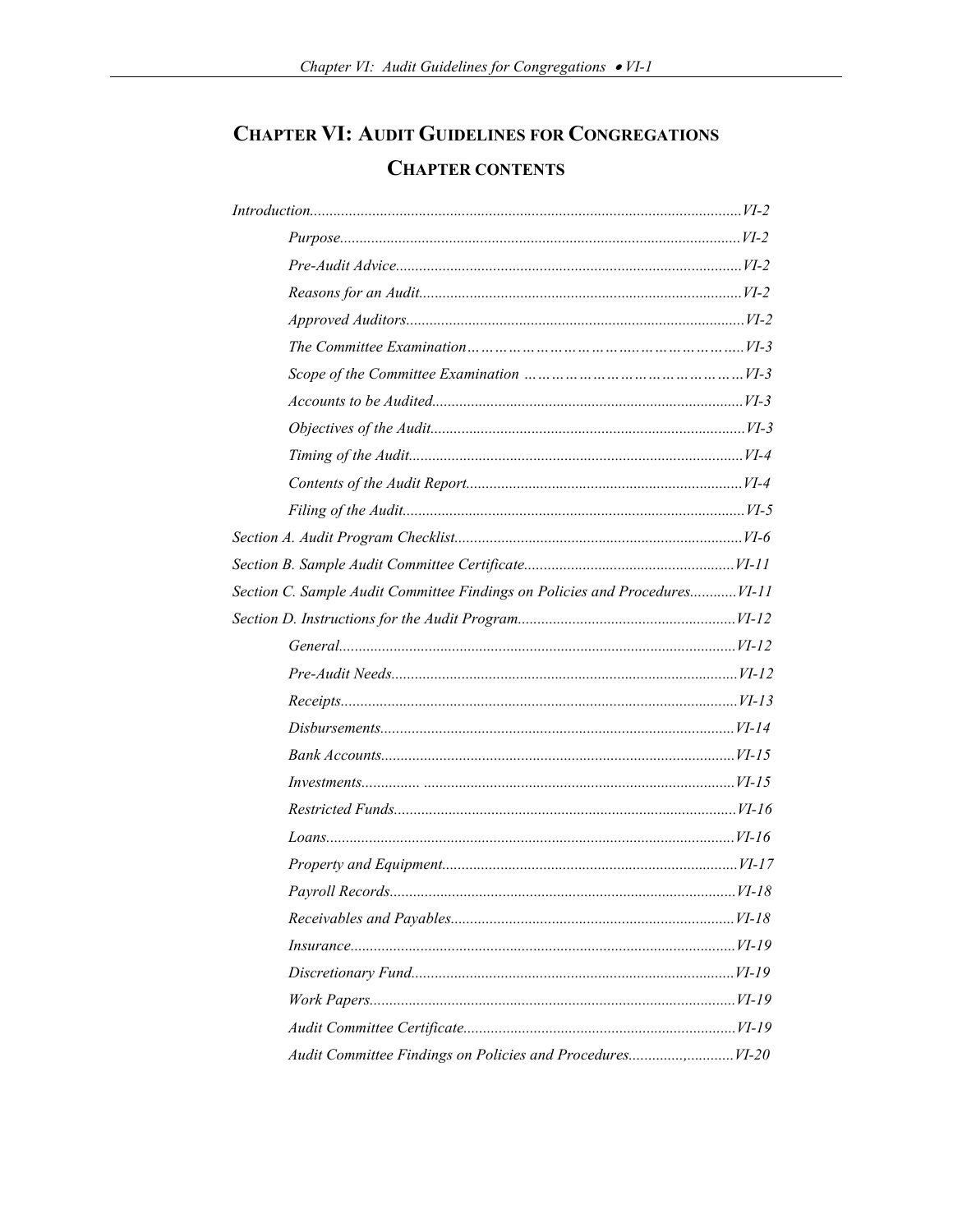# CHAPTER VI: AUDIT GUIDELINES FOR CONGREGATIONS

## CHAPTER CONTENTS

*Introduction*.............................................................................................................*VI-2*

- *Purpose*......................................................................................................*VI-2*
- *Pre-Audit Advice*........................................................................................*VI-2*
- *Reasons for an Audit*..................................................................................*VI-2*
- *Approved Auditors*......................................................................................*VI-2*
- *The Committee Examination*……………………………..………………….*VI-3*
- *Scope of the Committee Examination* ………………………………………*VI-3*
- *Accounts to be Audited*...............................................................................*VI-3*
- *Objectives of the Audit*................................................................................*VI-3*
- *Timing of the Audit*.....................................................................................*VI-4*
- *Contents of the Audit Report*......................................................................*VI-4*
- *Filing of the Audit*.......................................................................................*VI-5*

*Section A. Audit Program Checklist*.........................................................................*VI-6*

*Section B. Sample Audit Committee Certificate*.....................................................*VI-11*

*Section C. Sample Audit Committee Findings on Policies and Procedures*............*VI-11*

*Section D. Instructions for the Audit Program*.......................................................*VI-12*

- *General*....................................................................................................*VI-12*
- *Pre-Audit Needs*........................................................................................*VI-12*
- *Receipts*....................................................................................................*VI-13*
- *Disbursements*..........................................................................................*VI-14*
- *Bank Accounts*..........................................................................................*VI-15*
- *Investments*............... ...............................................................................*VI-15*
- *Restricted Funds*.......................................................................................*VI-16*
- *Loans*........................................................................................................*VI-16*
- *Property and Equipment*...........................................................................*VI-17*
- *Payroll Records*........................................................................................*VI-18*
- *Receivables and Payables*........................................................................*VI-18*
- *Insurance*..................................................................................................*VI-19*
- *Discretionary Fund*..................................................................................*VI-19*
- *Work Papers*.............................................................................................*VI-19*
- *Audit Committee Certificate*.....................................................................*VI-19*
- *Audit Committee Findings on Policies and Procedures*............,............*VI-20*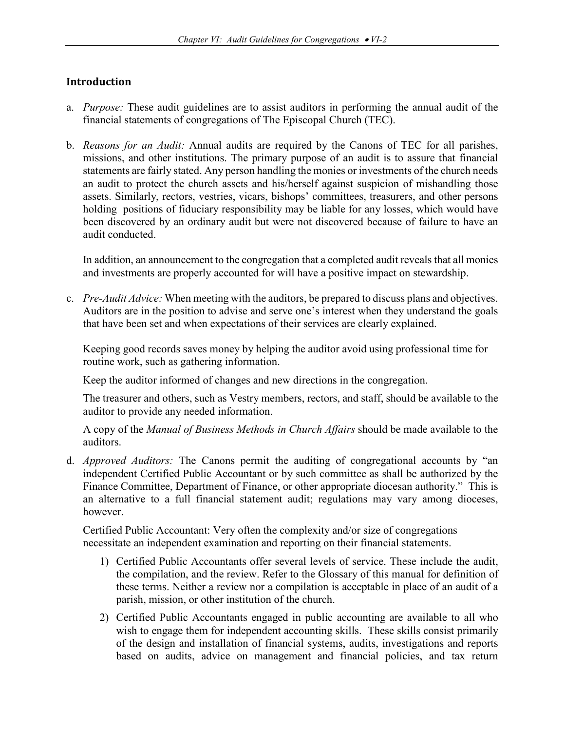## Introduction

a. *Purpose:* These audit guidelines are to assist auditors in performing the annual audit of the financial statements of congregations of The Episcopal Church (TEC).

b. *Reasons for an Audit:* Annual audits are required by the Canons of TEC for all parishes, missions, and other institutions. The primary purpose of an audit is to assure that financial statements are fairly stated. Any person handling the monies or investments of the church needs an audit to protect the church assets and his/herself against suspicion of mishandling those assets. Similarly, rectors, vestries, vicars, bishops' committees, treasurers, and other persons holding positions of fiduciary responsibility may be liable for any losses, which would have been discovered by an ordinary audit but were not discovered because of failure to have an audit conducted.

   In addition, an announcement to the congregation that a completed audit reveals that all monies and investments are properly accounted for will have a positive impact on stewardship.

c. *Pre-Audit Advice:* When meeting with the auditors, be prepared to discuss plans and objectives. Auditors are in the position to advise and serve one's interest when they understand the goals that have been set and when expectations of their services are clearly explained.

   Keeping good records saves money by helping the auditor avoid using professional time for routine work, such as gathering information.

   Keep the auditor informed of changes and new directions in the congregation.

   The treasurer and others, such as Vestry members, rectors, and staff, should be available to the auditor to provide any needed information.

   A copy of the *Manual of Business Methods in Church Affairs* should be made available to the auditors.

d. *Approved Auditors:* The Canons permit the auditing of congregational accounts by "an independent Certified Public Accountant or by such committee as shall be authorized by the Finance Committee, Department of Finance, or other appropriate diocesan authority." This is an alternative to a full financial statement audit; regulations may vary among dioceses, however.

   Certified Public Accountant: Very often the complexity and/or size of congregations necessitate an independent examination and reporting on their financial statements.

   1) Certified Public Accountants offer several levels of service. These include the audit, the compilation, and the review. Refer to the Glossary of this manual for definition of these terms. Neither a review nor a compilation is acceptable in place of an audit of a parish, mission, or other institution of the church.

   2) Certified Public Accountants engaged in public accounting are available to all who wish to engage them for independent accounting skills. These skills consist primarily of the design and installation of financial systems, audits, investigations and reports based on audits, advice on management and financial policies, and tax return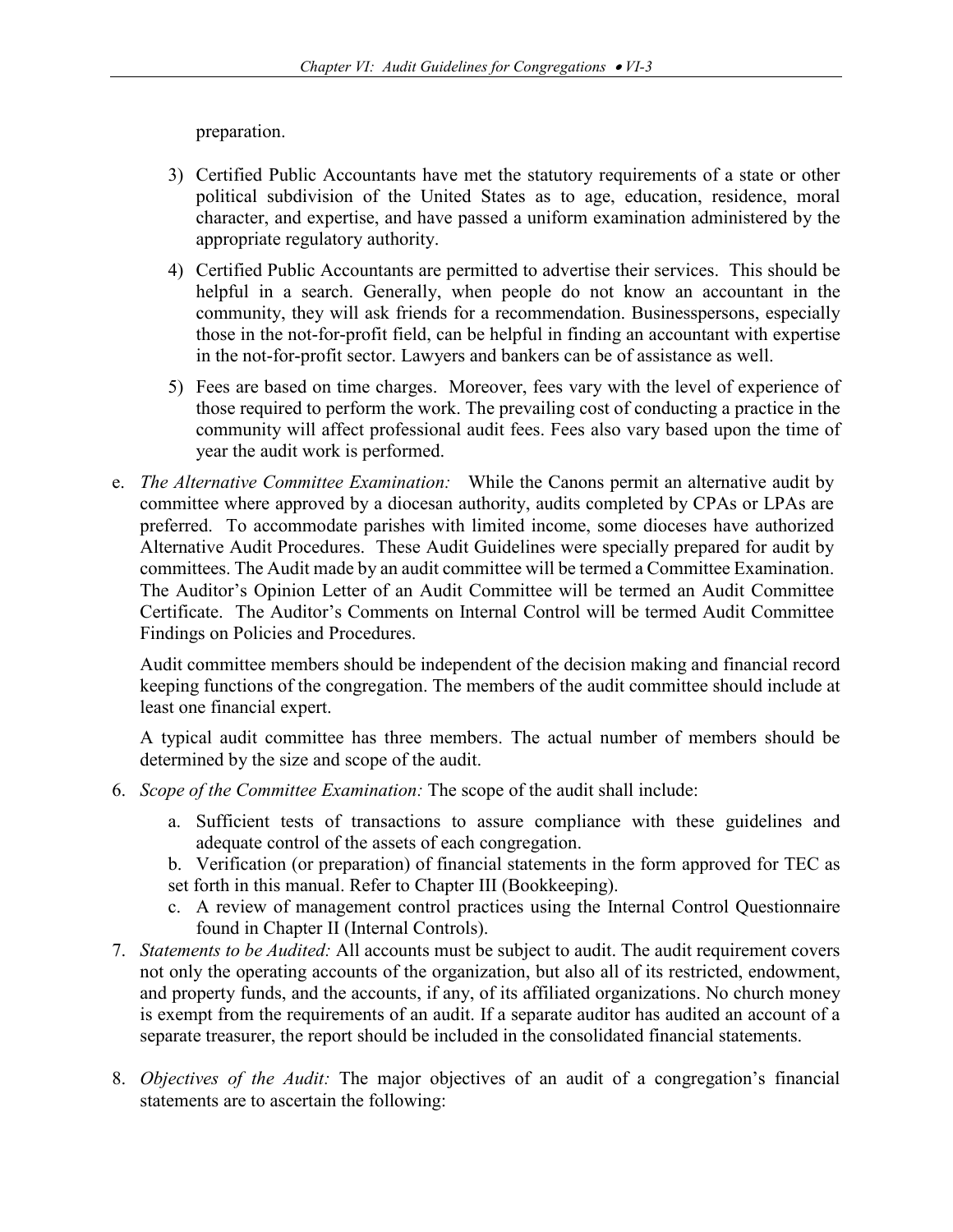preparation.

3) Certified Public Accountants have met the statutory requirements of a state or other political subdivision of the United States as to age, education, residence, moral character, and expertise, and have passed a uniform examination administered by the appropriate regulatory authority.

4) Certified Public Accountants are permitted to advertise their services. This should be helpful in a search. Generally, when people do not know an accountant in the community, they will ask friends for a recommendation. Businesspersons, especially those in the not-for-profit field, can be helpful in finding an accountant with expertise in the not-for-profit sector. Lawyers and bankers can be of assistance as well.

5) Fees are based on time charges. Moreover, fees vary with the level of experience of those required to perform the work. The prevailing cost of conducting a practice in the community will affect professional audit fees. Fees also vary based upon the time of year the audit work is performed.

e. *The Alternative Committee Examination:* While the Canons permit an alternative audit by committee where approved by a diocesan authority, audits completed by CPAs or LPAs are preferred. To accommodate parishes with limited income, some dioceses have authorized Alternative Audit Procedures. These Audit Guidelines were specially prepared for audit by committees. The Audit made by an audit committee will be termed a Committee Examination. The Auditor's Opinion Letter of an Audit Committee will be termed an Audit Committee Certificate. The Auditor's Comments on Internal Control will be termed Audit Committee Findings on Policies and Procedures.

   Audit committee members should be independent of the decision making and financial record keeping functions of the congregation. The members of the audit committee should include at least one financial expert.

   A typical audit committee has three members. The actual number of members should be determined by the size and scope of the audit.

6. *Scope of the Committee Examination:* The scope of the audit shall include:
   a. Sufficient tests of transactions to assure compliance with these guidelines and adequate control of the assets of each congregation.
   b. Verification (or preparation) of financial statements in the form approved for TEC as set forth in this manual. Refer to Chapter III (Bookkeeping).
   c. A review of management control practices using the Internal Control Questionnaire found in Chapter II (Internal Controls).

7. *Statements to be Audited:* All accounts must be subject to audit. The audit requirement covers not only the operating accounts of the organization, but also all of its restricted, endowment, and property funds, and the accounts, if any, of its affiliated organizations. No church money is exempt from the requirements of an audit. If a separate auditor has audited an account of a separate treasurer, the report should be included in the consolidated financial statements.

8. *Objectives of the Audit:* The major objectives of an audit of a congregation's financial statements are to ascertain the following: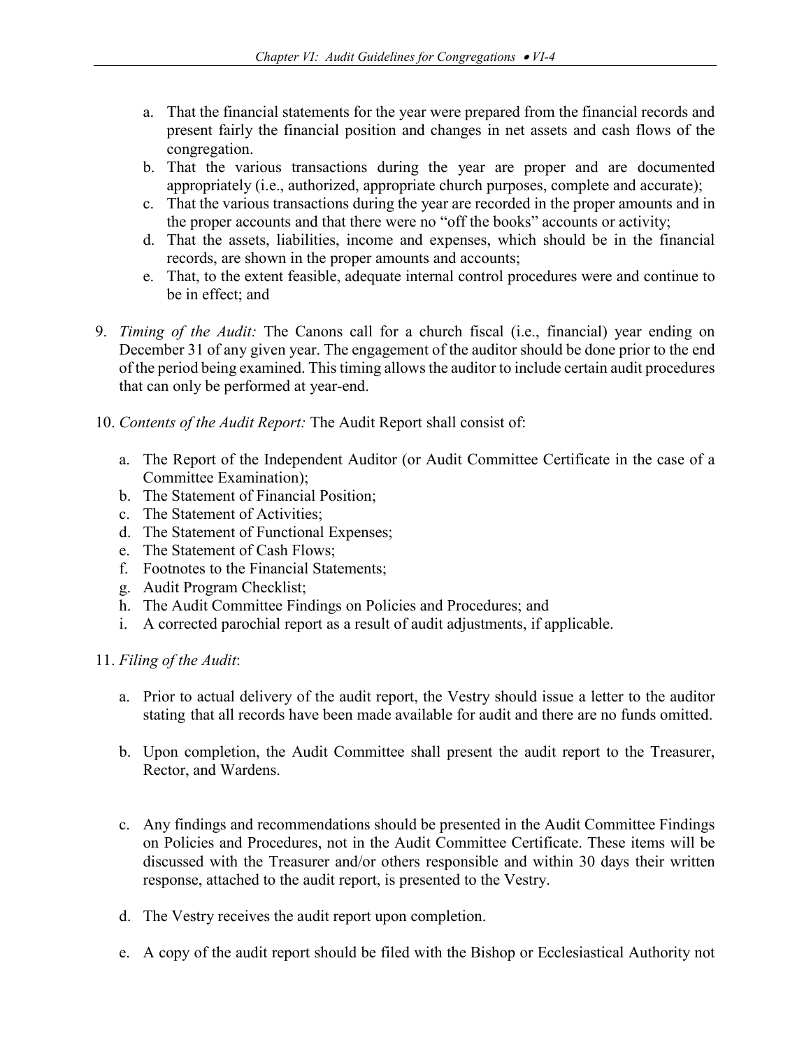a. That the financial statements for the year were prepared from the financial records and present fairly the financial position and changes in net assets and cash flows of the congregation.
b. That the various transactions during the year are proper and are documented appropriately (i.e., authorized, appropriate church purposes, complete and accurate);
c. That the various transactions during the year are recorded in the proper amounts and in the proper accounts and that there were no "off the books" accounts or activity;
d. That the assets, liabilities, income and expenses, which should be in the financial records, are shown in the proper amounts and accounts;
e. That, to the extent feasible, adequate internal control procedures were and continue to be in effect; and

9. *Timing of the Audit:* The Canons call for a church fiscal (i.e., financial) year ending on December 31 of any given year. The engagement of the auditor should be done prior to the end of the period being examined. This timing allows the auditor to include certain audit procedures that can only be performed at year-end.

10. *Contents of the Audit Report:* The Audit Report shall consist of:

    a. The Report of the Independent Auditor (or Audit Committee Certificate in the case of a Committee Examination);
    b. The Statement of Financial Position;
    c. The Statement of Activities;
    d. The Statement of Functional Expenses;
    e. The Statement of Cash Flows;
    f. Footnotes to the Financial Statements;
    g. Audit Program Checklist;
    h. The Audit Committee Findings on Policies and Procedures; and
    i. A corrected parochial report as a result of audit adjustments, if applicable.

11. *Filing of the Audit*:

    a. Prior to actual delivery of the audit report, the Vestry should issue a letter to the auditor stating that all records have been made available for audit and there are no funds omitted.

    b. Upon completion, the Audit Committee shall present the audit report to the Treasurer, Rector, and Wardens.

    c. Any findings and recommendations should be presented in the Audit Committee Findings on Policies and Procedures, not in the Audit Committee Certificate. These items will be discussed with the Treasurer and/or others responsible and within 30 days their written response, attached to the audit report, is presented to the Vestry.

    d. The Vestry receives the audit report upon completion.

    e. A copy of the audit report should be filed with the Bishop or Ecclesiastical Authority not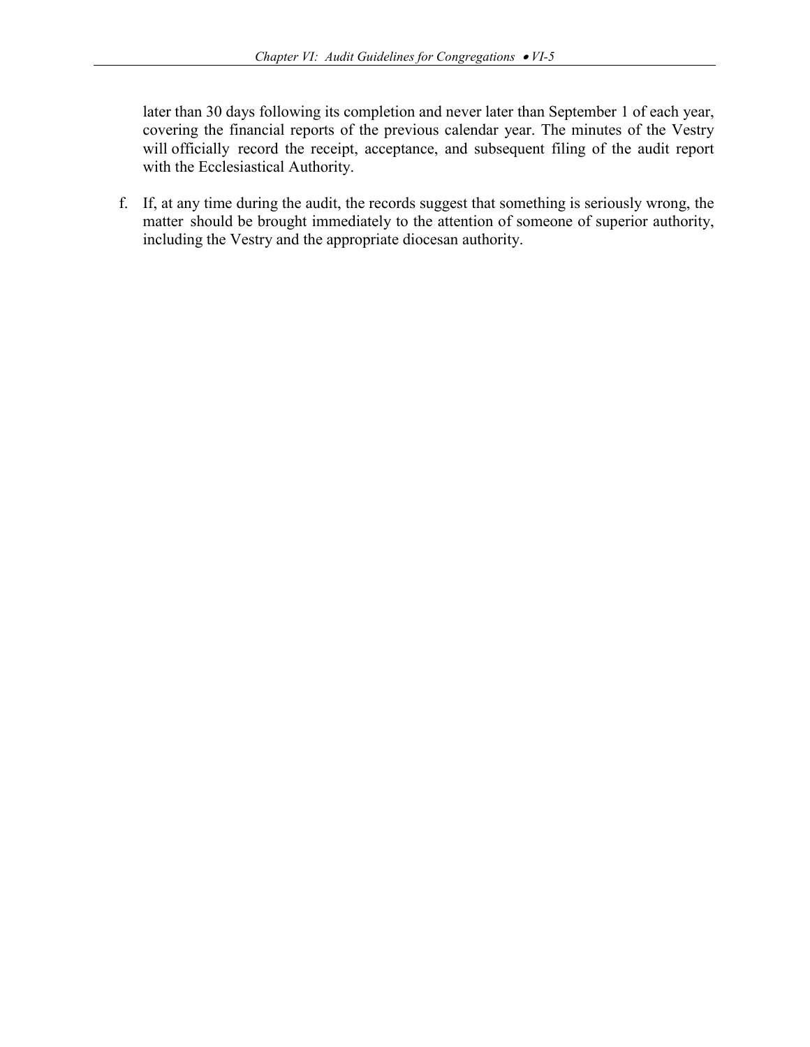later than 30 days following its completion and never later than September 1 of each year, covering the financial reports of the previous calendar year. The minutes of the Vestry will officially record the receipt, acceptance, and subsequent filing of the audit report with the Ecclesiastical Authority.

f. If, at any time during the audit, the records suggest that something is seriously wrong, the matter should be brought immediately to the attention of someone of superior authority, including the Vestry and the appropriate diocesan authority.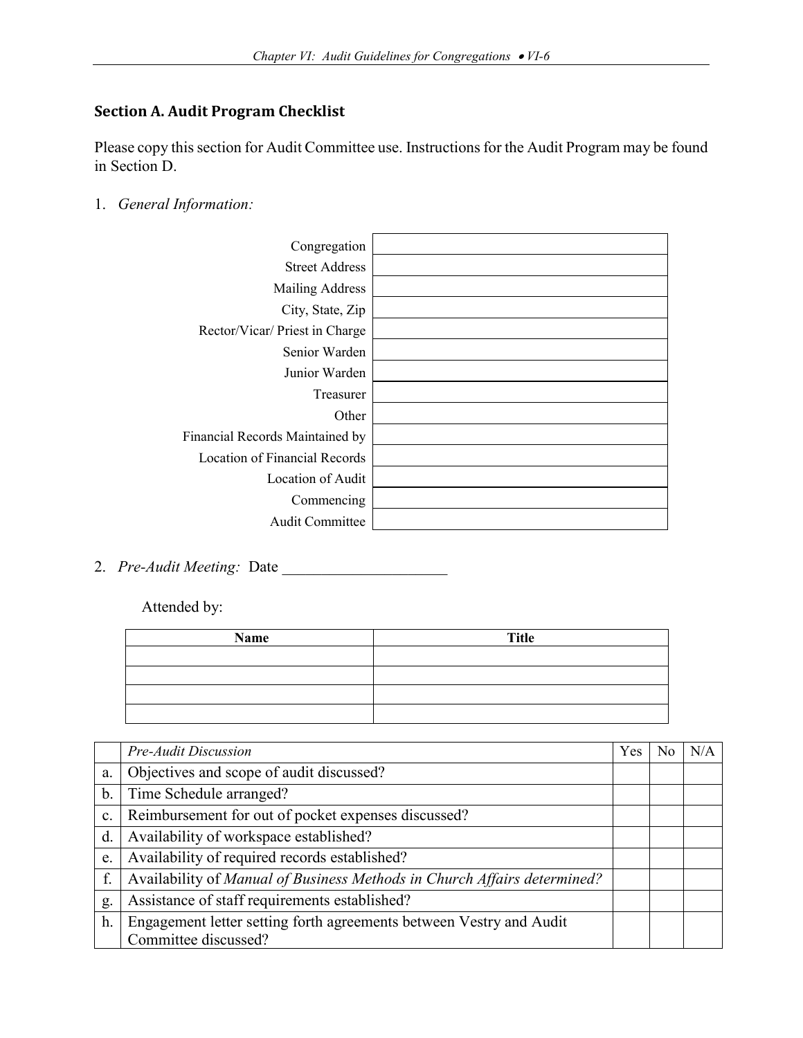## Section A. Audit Program Checklist

Please copy this section for Audit Committee use. Instructions for the Audit Program may be found in Section D.

1. *General Information:*

| | |
|---|---|
| Congregation | |
| Street Address | |
| Mailing Address | |
| City, State, Zip | |
| Rector/Vicar/ Priest in Charge | |
| Senior Warden | |
| Junior Warden | |
| Treasurer | |
| Other | |
| Financial Records Maintained by | |
| Location of Financial Records | |
| Location of Audit | |
| Commencing | |
| Audit Committee | |

2. *Pre-Audit Meeting:* Date _____________________

Attended by:

| Name | Title |
|---|---|
| | |
| | |
| | |
| | |

| | *Pre-Audit Discussion* | Yes | No | N/A |
|---|---|---|---|---|
| a. | Objectives and scope of audit discussed? | | | |
| b. | Time Schedule arranged? | | | |
| c. | Reimbursement for out of pocket expenses discussed? | | | |
| d. | Availability of workspace established? | | | |
| e. | Availability of required records established? | | | |
| f. | Availability of *Manual of Business Methods in Church Affairs determined?* | | | |
| g. | Assistance of staff requirements established? | | | |
| h. | Engagement letter setting forth agreements between Vestry and Audit Committee discussed? | | | |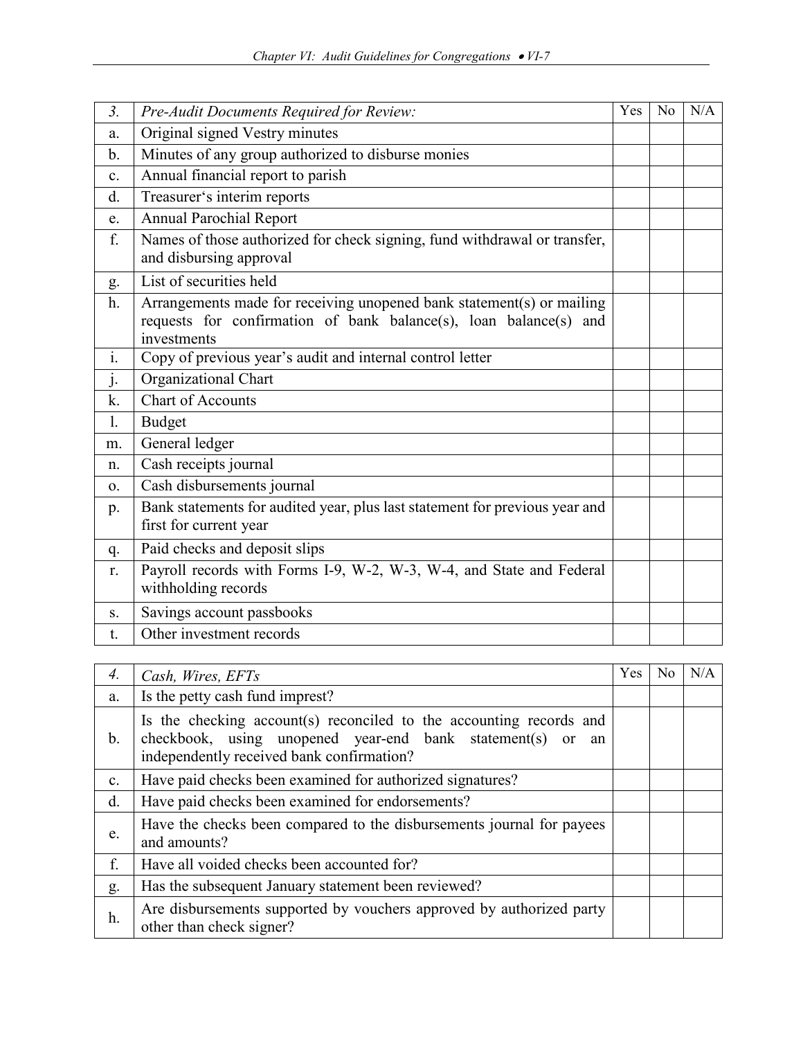| *3.* | *Pre-Audit Documents Required for Review:* | Yes | No | N/A |
|---|---|---|---|---|
| a. | Original signed Vestry minutes | | | |
| b. | Minutes of any group authorized to disburse monies | | | |
| c. | Annual financial report to parish | | | |
| d. | Treasurer's interim reports | | | |
| e. | Annual Parochial Report | | | |
| f. | Names of those authorized for check signing, fund withdrawal or transfer, and disbursing approval | | | |
| g. | List of securities held | | | |
| h. | Arrangements made for receiving unopened bank statement(s) or mailing requests for confirmation of bank balance(s), loan balance(s) and investments | | | |
| i. | Copy of previous year's audit and internal control letter | | | |
| j. | Organizational Chart | | | |
| k. | Chart of Accounts | | | |
| l. | Budget | | | |
| m. | General ledger | | | |
| n. | Cash receipts journal | | | |
| o. | Cash disbursements journal | | | |
| p. | Bank statements for audited year, plus last statement for previous year and first for current year | | | |
| q. | Paid checks and deposit slips | | | |
| r. | Payroll records with Forms I-9, W-2, W-3, W-4, and State and Federal withholding records | | | |
| s. | Savings account passbooks | | | |
| t. | Other investment records | | | |

| *4.* | *Cash, Wires, EFTs* | Yes | No | N/A |
|---|---|---|---|---|
| a. | Is the petty cash fund imprest? | | | |
| b. | Is the checking account(s) reconciled to the accounting records and checkbook, using unopened year-end bank statement(s) or an independently received bank confirmation? | | | |
| c. | Have paid checks been examined for authorized signatures? | | | |
| d. | Have paid checks been examined for endorsements? | | | |
| e. | Have the checks been compared to the disbursements journal for payees and amounts? | | | |
| f. | Have all voided checks been accounted for? | | | |
| g. | Has the subsequent January statement been reviewed? | | | |
| h. | Are disbursements supported by vouchers approved by authorized party other than check signer? | | | |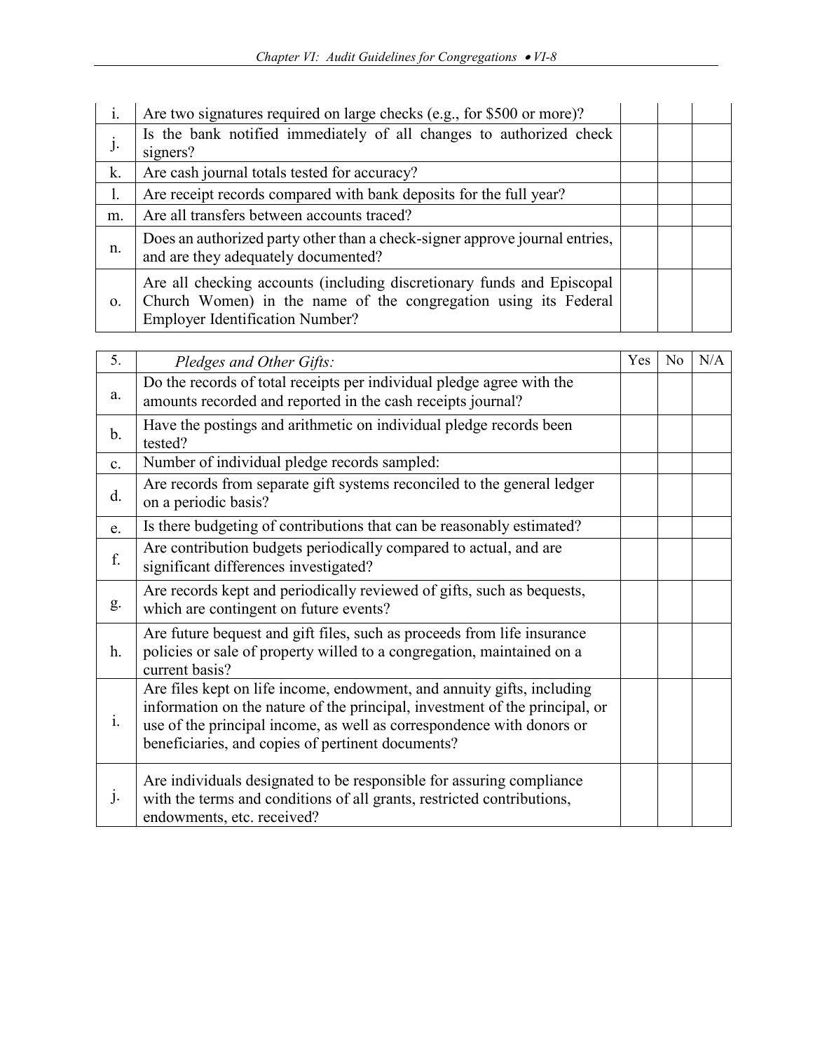| | | | | |
|---|---|---|---|---|
| i. | Are two signatures required on large checks (e.g., for $500 or more)? | | | |
| j. | Is the bank notified immediately of all changes to authorized check signers? | | | |
| k. | Are cash journal totals tested for accuracy? | | | |
| l. | Are receipt records compared with bank deposits for the full year? | | | |
| m. | Are all transfers between accounts traced? | | | |
| n. | Does an authorized party other than a check-signer approve journal entries, and are they adequately documented? | | | |
| o. | Are all checking accounts (including discretionary funds and Episcopal Church Women) in the name of the congregation using its Federal Employer Identification Number? | | | |

| 5. | *Pledges and Other Gifts:* | Yes | No | N/A |
|---|---|---|---|---|
| a. | Do the records of total receipts per individual pledge agree with the amounts recorded and reported in the cash receipts journal? | | | |
| b. | Have the postings and arithmetic on individual pledge records been tested? | | | |
| c. | Number of individual pledge records sampled: | | | |
| d. | Are records from separate gift systems reconciled to the general ledger on a periodic basis? | | | |
| e. | Is there budgeting of contributions that can be reasonably estimated? | | | |
| f. | Are contribution budgets periodically compared to actual, and are significant differences investigated? | | | |
| g. | Are records kept and periodically reviewed of gifts, such as bequests, which are contingent on future events? | | | |
| h. | Are future bequest and gift files, such as proceeds from life insurance policies or sale of property willed to a congregation, maintained on a current basis? | | | |
| i. | Are files kept on life income, endowment, and annuity gifts, including information on the nature of the principal, investment of the principal, or use of the principal income, as well as correspondence with donors or beneficiaries, and copies of pertinent documents? | | | |
| j. | Are individuals designated to be responsible for assuring compliance with the terms and conditions of all grants, restricted contributions, endowments, etc. received? | | | |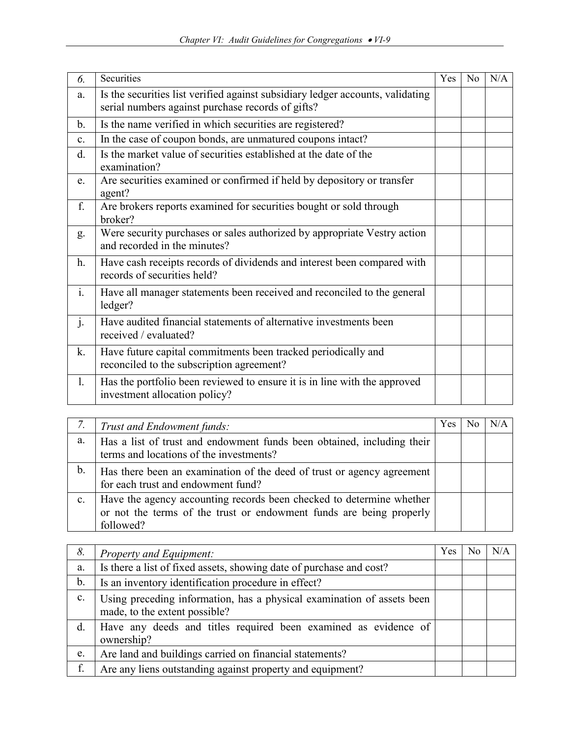| 6. | Securities | Yes | No | N/A |
| --- | --- | --- | --- | --- |
| a. | Is the securities list verified against subsidiary ledger accounts, validating serial numbers against purchase records of gifts? | | | |
| b. | Is the name verified in which securities are registered? | | | |
| c. | In the case of coupon bonds, are unmatured coupons intact? | | | |
| d. | Is the market value of securities established at the date of the examination? | | | |
| e. | Are securities examined or confirmed if held by depository or transfer agent? | | | |
| f. | Are brokers reports examined for securities bought or sold through broker? | | | |
| g. | Were security purchases or sales authorized by appropriate Vestry action and recorded in the minutes? | | | |
| h. | Have cash receipts records of dividends and interest been compared with records of securities held? | | | |
| i. | Have all manager statements been received and reconciled to the general ledger? | | | |
| j. | Have audited financial statements of alternative investments been received / evaluated? | | | |
| k. | Have future capital commitments been tracked periodically and reconciled to the subscription agreement? | | | |
| l. | Has the portfolio been reviewed to ensure it is in line with the approved investment allocation policy? | | | |

| *7.* | *Trust and Endowment funds:* | Yes | No | N/A |
| --- | --- | --- | --- | --- |
| a. | Has a list of trust and endowment funds been obtained, including their terms and locations of the investments? | | | |
| b. | Has there been an examination of the deed of trust or agency agreement for each trust and endowment fund? | | | |
| c. | Have the agency accounting records been checked to determine whether or not the terms of the trust or endowment funds are being properly followed? | | | |

| *8.* | *Property and Equipment:* | Yes | No | N/A |
| --- | --- | --- | --- | --- |
| a. | Is there a list of fixed assets, showing date of purchase and cost? | | | |
| b. | Is an inventory identification procedure in effect? | | | |
| c. | Using preceding information, has a physical examination of assets been made, to the extent possible? | | | |
| d. | Have any deeds and titles required been examined as evidence of ownership? | | | |
| e. | Are land and buildings carried on financial statements? | | | |
| f. | Are any liens outstanding against property and equipment? | | | |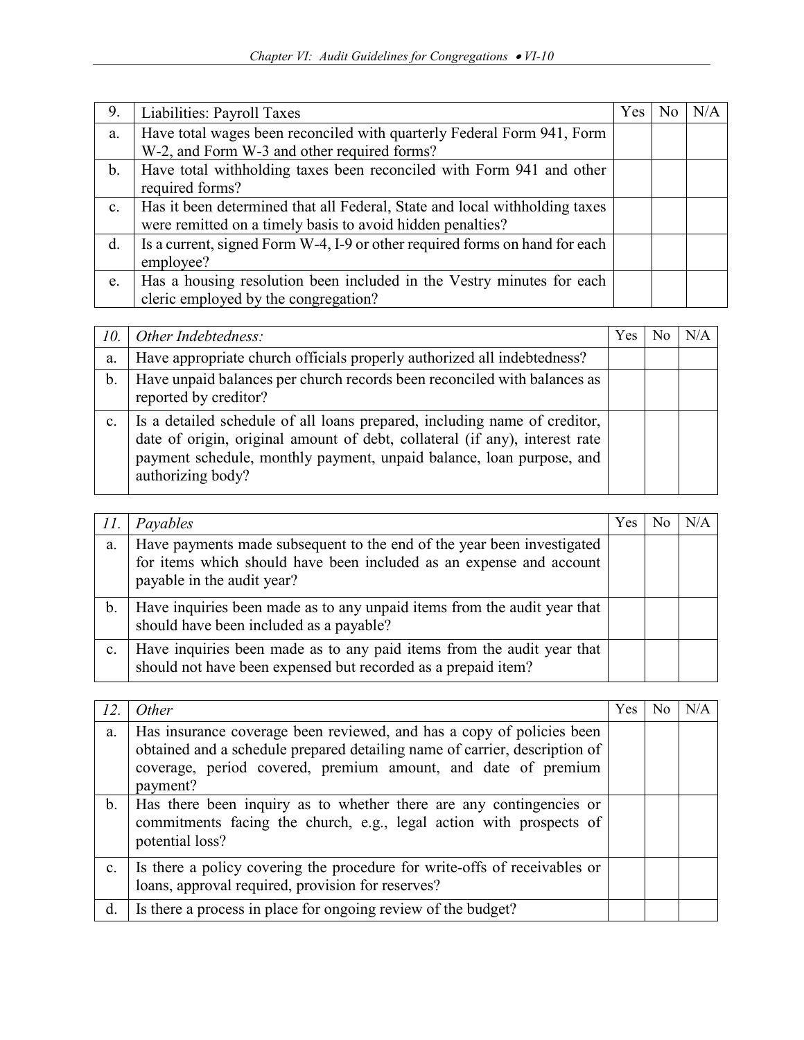| 9. | Liabilities: Payroll Taxes | Yes | No | N/A |
|---|---|---|---|---|
| a. | Have total wages been reconciled with quarterly Federal Form 941, Form W-2, and Form W-3 and other required forms? | | | |
| b. | Have total withholding taxes been reconciled with Form 941 and other required forms? | | | |
| c. | Has it been determined that all Federal, State and local withholding taxes were remitted on a timely basis to avoid hidden penalties? | | | |
| d. | Is a current, signed Form W-4, I-9 or other required forms on hand for each employee? | | | |
| e. | Has a housing resolution been included in the Vestry minutes for each cleric employed by the congregation? | | | |

| *10.* | *Other Indebtedness:* | Yes | No | N/A |
|---|---|---|---|---|
| a. | Have appropriate church officials properly authorized all indebtedness? | | | |
| b. | Have unpaid balances per church records been reconciled with balances as reported by creditor? | | | |
| c. | Is a detailed schedule of all loans prepared, including name of creditor, date of origin, original amount of debt, collateral (if any), interest rate payment schedule, monthly payment, unpaid balance, loan purpose, and authorizing body? | | | |

| *11.* | *Payables* | Yes | No | N/A |
|---|---|---|---|---|
| a. | Have payments made subsequent to the end of the year been investigated for items which should have been included as an expense and account payable in the audit year? | | | |
| b. | Have inquiries been made as to any unpaid items from the audit year that should have been included as a payable? | | | |
| c. | Have inquiries been made as to any paid items from the audit year that should not have been expensed but recorded as a prepaid item? | | | |

| *12.* | *Other* | Yes | No | N/A |
|---|---|---|---|---|
| a. | Has insurance coverage been reviewed, and has a copy of policies been obtained and a schedule prepared detailing name of carrier, description of coverage, period covered, premium amount, and date of premium payment? | | | |
| b. | Has there been inquiry as to whether there are any contingencies or commitments facing the church, e.g., legal action with prospects of potential loss? | | | |
| c. | Is there a policy covering the procedure for write-offs of receivables or loans, approval required, provision for reserves? | | | |
| d. | Is there a process in place for ongoing review of the budget? | | | |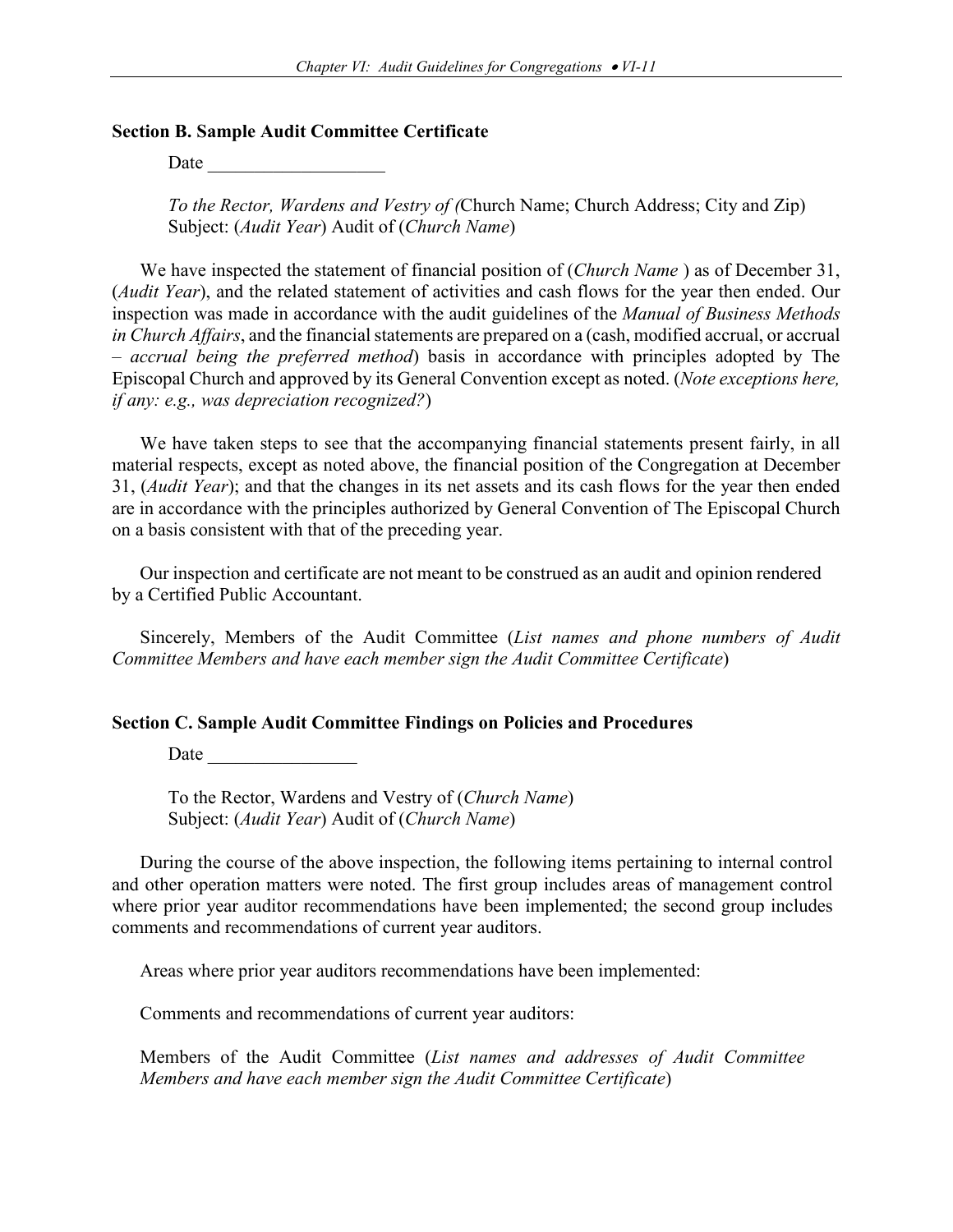### Section B. Sample Audit Committee Certificate

Date ___________________

*To the Rector, Wardens and Vestry of (*Church Name; Church Address; City and Zip)
Subject: (*Audit Year*) Audit of (*Church Name*)

We have inspected the statement of financial position of (*Church Name* ) as of December 31, (*Audit Year*), and the related statement of activities and cash flows for the year then ended. Our inspection was made in accordance with the audit guidelines of the *Manual of Business Methods in Church Affairs*, and the financial statements are prepared on a (cash, modified accrual, or accrual – *accrual being the preferred method*) basis in accordance with principles adopted by The Episcopal Church and approved by its General Convention except as noted. (*Note exceptions here, if any: e.g., was depreciation recognized?*)

We have taken steps to see that the accompanying financial statements present fairly, in all material respects, except as noted above, the financial position of the Congregation at December 31, (*Audit Year*); and that the changes in its net assets and its cash flows for the year then ended are in accordance with the principles authorized by General Convention of The Episcopal Church on a basis consistent with that of the preceding year.

Our inspection and certificate are not meant to be construed as an audit and opinion rendered by a Certified Public Accountant.

Sincerely, Members of the Audit Committee (*List names and phone numbers of Audit Committee Members and have each member sign the Audit Committee Certificate*)

### Section C. Sample Audit Committee Findings on Policies and Procedures

Date ________________

To the Rector, Wardens and Vestry of (*Church Name*)
Subject: (*Audit Year*) Audit of (*Church Name*)

During the course of the above inspection, the following items pertaining to internal control and other operation matters were noted. The first group includes areas of management control where prior year auditor recommendations have been implemented; the second group includes comments and recommendations of current year auditors.

Areas where prior year auditors recommendations have been implemented:

Comments and recommendations of current year auditors:

Members of the Audit Committee (*List names and addresses of Audit Committee Members and have each member sign the Audit Committee Certificate*)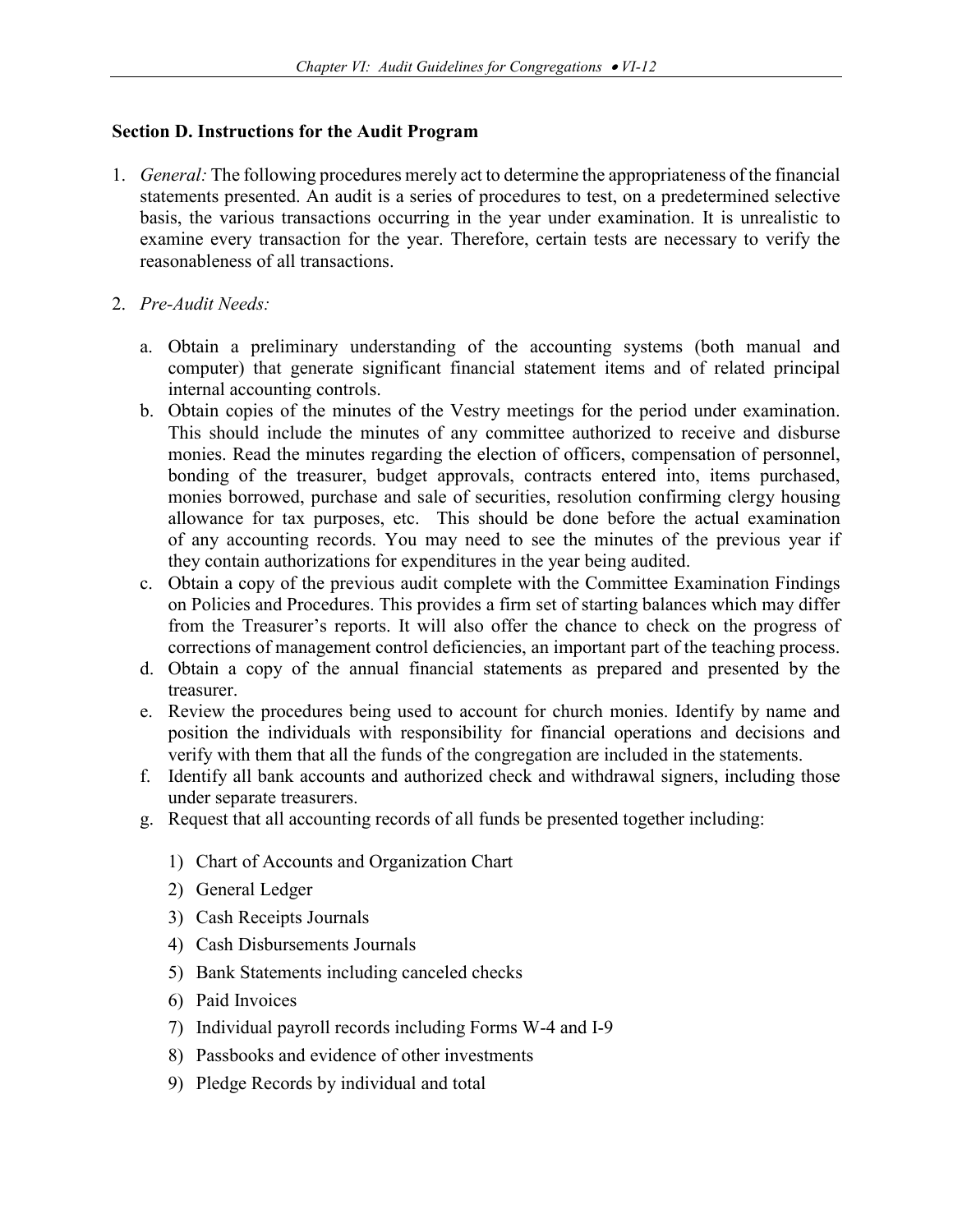### Section D. Instructions for the Audit Program

1. *General:* The following procedures merely act to determine the appropriateness of the financial statements presented. An audit is a series of procedures to test, on a predetermined selective basis, the various transactions occurring in the year under examination. It is unrealistic to examine every transaction for the year. Therefore, certain tests are necessary to verify the reasonableness of all transactions.

2. *Pre-Audit Needs:*

   a. Obtain a preliminary understanding of the accounting systems (both manual and computer) that generate significant financial statement items and of related principal internal accounting controls.
   b. Obtain copies of the minutes of the Vestry meetings for the period under examination. This should include the minutes of any committee authorized to receive and disburse monies. Read the minutes regarding the election of officers, compensation of personnel, bonding of the treasurer, budget approvals, contracts entered into, items purchased, monies borrowed, purchase and sale of securities, resolution confirming clergy housing allowance for tax purposes, etc. This should be done before the actual examination of any accounting records. You may need to see the minutes of the previous year if they contain authorizations for expenditures in the year being audited.
   c. Obtain a copy of the previous audit complete with the Committee Examination Findings on Policies and Procedures. This provides a firm set of starting balances which may differ from the Treasurer's reports. It will also offer the chance to check on the progress of corrections of management control deficiencies, an important part of the teaching process.
   d. Obtain a copy of the annual financial statements as prepared and presented by the treasurer.
   e. Review the procedures being used to account for church monies. Identify by name and position the individuals with responsibility for financial operations and decisions and verify with them that all the funds of the congregation are included in the statements.
   f. Identify all bank accounts and authorized check and withdrawal signers, including those under separate treasurers.
   g. Request that all accounting records of all funds be presented together including:

      1) Chart of Accounts and Organization Chart
      2) General Ledger
      3) Cash Receipts Journals
      4) Cash Disbursements Journals
      5) Bank Statements including canceled checks
      6) Paid Invoices
      7) Individual payroll records including Forms W-4 and I-9
      8) Passbooks and evidence of other investments
      9) Pledge Records by individual and total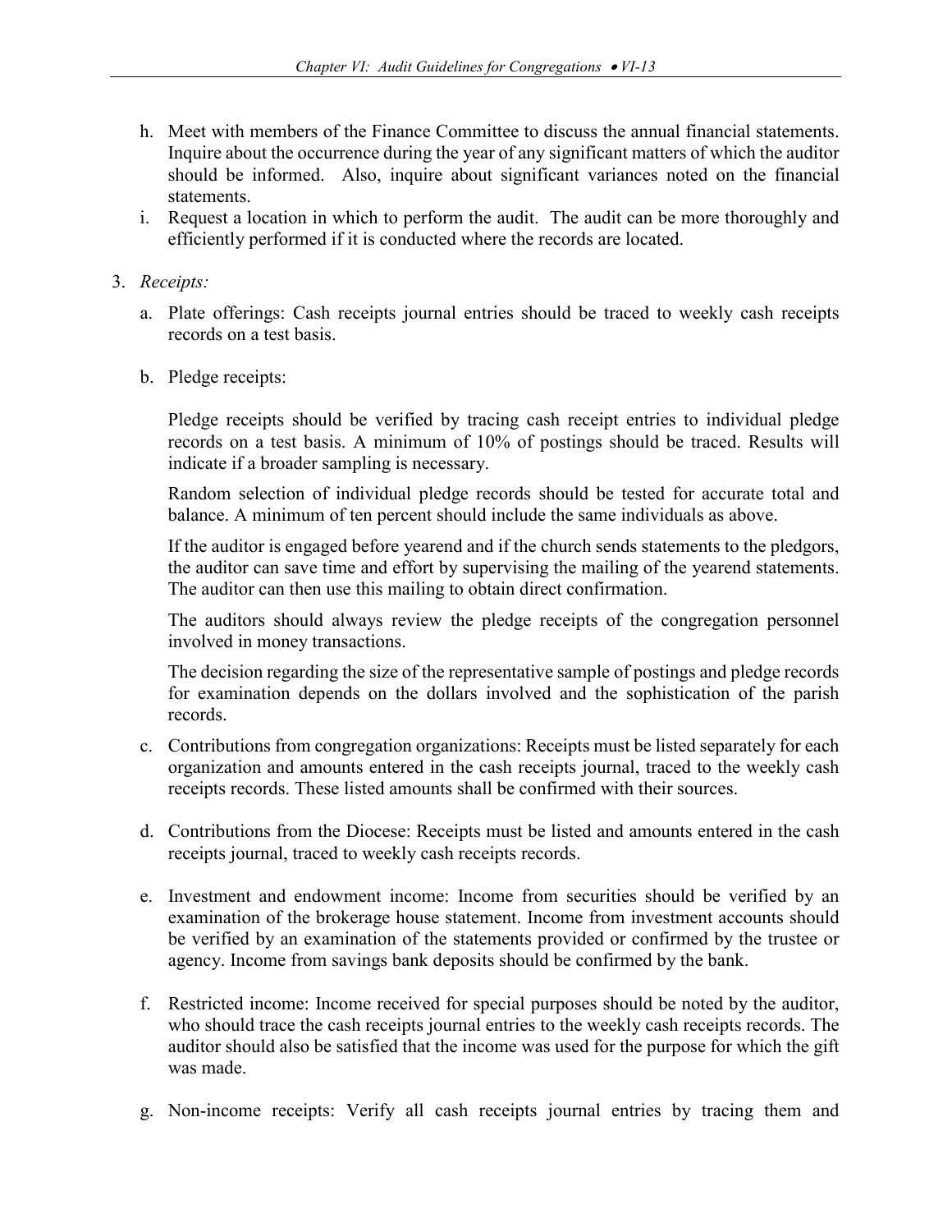h. Meet with members of the Finance Committee to discuss the annual financial statements. Inquire about the occurrence during the year of any significant matters of which the auditor should be informed. Also, inquire about significant variances noted on the financial statements.
i. Request a location in which to perform the audit. The audit can be more thoroughly and efficiently performed if it is conducted where the records are located.

3. *Receipts:*

   a. Plate offerings: Cash receipts journal entries should be traced to weekly cash receipts records on a test basis.

   b. Pledge receipts:

      Pledge receipts should be verified by tracing cash receipt entries to individual pledge records on a test basis. A minimum of 10% of postings should be traced. Results will indicate if a broader sampling is necessary.

      Random selection of individual pledge records should be tested for accurate total and balance. A minimum of ten percent should include the same individuals as above.

      If the auditor is engaged before yearend and if the church sends statements to the pledgors, the auditor can save time and effort by supervising the mailing of the yearend statements. The auditor can then use this mailing to obtain direct confirmation.

      The auditors should always review the pledge receipts of the congregation personnel involved in money transactions.

      The decision regarding the size of the representative sample of postings and pledge records for examination depends on the dollars involved and the sophistication of the parish records.

   c. Contributions from congregation organizations: Receipts must be listed separately for each organization and amounts entered in the cash receipts journal, traced to the weekly cash receipts records. These listed amounts shall be confirmed with their sources.

   d. Contributions from the Diocese: Receipts must be listed and amounts entered in the cash receipts journal, traced to weekly cash receipts records.

   e. Investment and endowment income: Income from securities should be verified by an examination of the brokerage house statement. Income from investment accounts should be verified by an examination of the statements provided or confirmed by the trustee or agency. Income from savings bank deposits should be confirmed by the bank.

   f. Restricted income: Income received for special purposes should be noted by the auditor, who should trace the cash receipts journal entries to the weekly cash receipts records. The auditor should also be satisfied that the income was used for the purpose for which the gift was made.

   g. Non-income receipts: Verify all cash receipts journal entries by tracing them and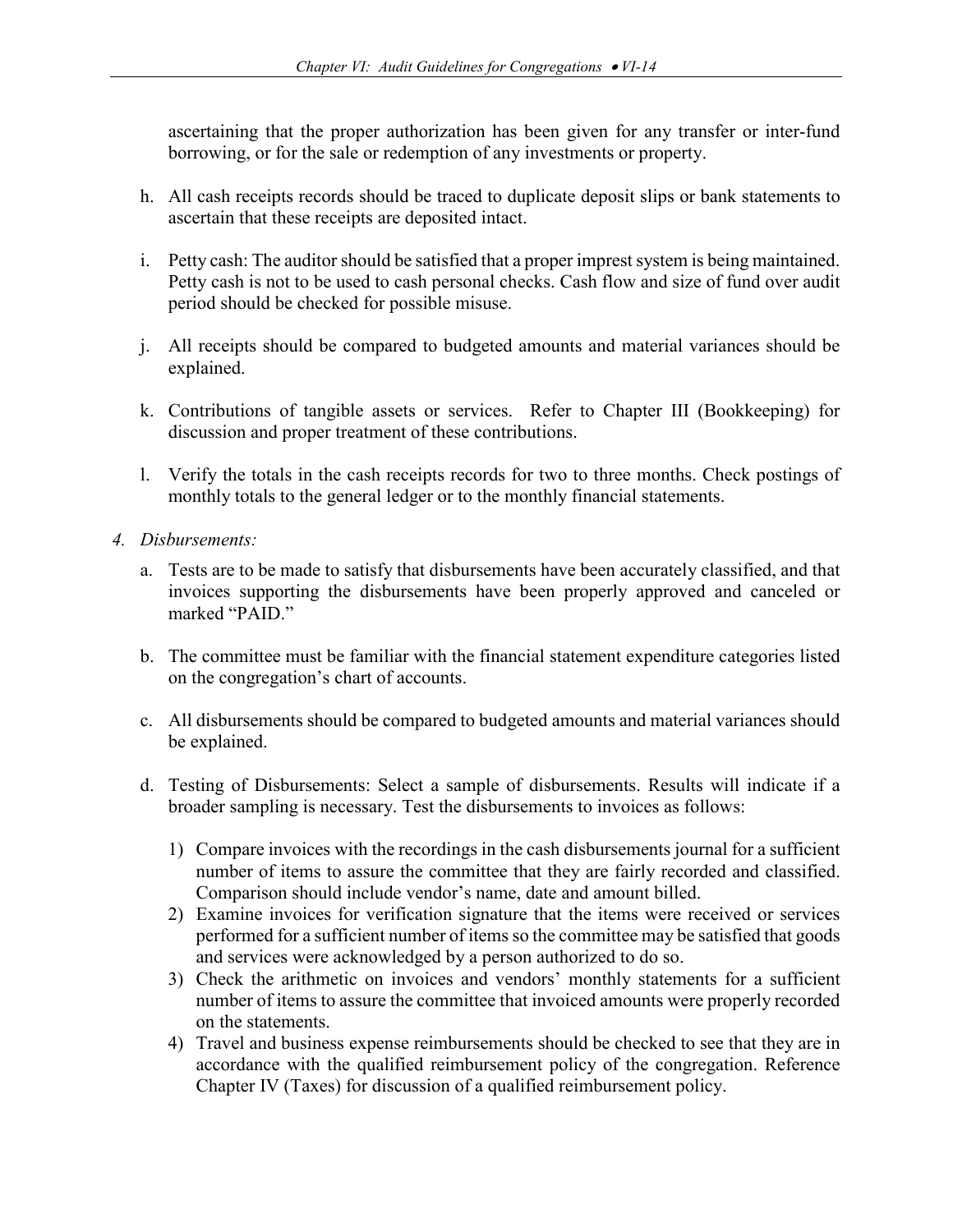ascertaining that the proper authorization has been given for any transfer or inter-fund borrowing, or for the sale or redemption of any investments or property.

h. All cash receipts records should be traced to duplicate deposit slips or bank statements to ascertain that these receipts are deposited intact.

i. Petty cash: The auditor should be satisfied that a proper imprest system is being maintained. Petty cash is not to be used to cash personal checks. Cash flow and size of fund over audit period should be checked for possible misuse.

j. All receipts should be compared to budgeted amounts and material variances should be explained.

k. Contributions of tangible assets or services. Refer to Chapter III (Bookkeeping) for discussion and proper treatment of these contributions.

l. Verify the totals in the cash receipts records for two to three months. Check postings of monthly totals to the general ledger or to the monthly financial statements.

*4. Disbursements:*

a. Tests are to be made to satisfy that disbursements have been accurately classified, and that invoices supporting the disbursements have been properly approved and canceled or marked "PAID."

b. The committee must be familiar with the financial statement expenditure categories listed on the congregation's chart of accounts.

c. All disbursements should be compared to budgeted amounts and material variances should be explained.

d. Testing of Disbursements: Select a sample of disbursements. Results will indicate if a broader sampling is necessary. Test the disbursements to invoices as follows:

   1) Compare invoices with the recordings in the cash disbursements journal for a sufficient number of items to assure the committee that they are fairly recorded and classified. Comparison should include vendor's name, date and amount billed.
   2) Examine invoices for verification signature that the items were received or services performed for a sufficient number of items so the committee may be satisfied that goods and services were acknowledged by a person authorized to do so.
   3) Check the arithmetic on invoices and vendors' monthly statements for a sufficient number of items to assure the committee that invoiced amounts were properly recorded on the statements.
   4) Travel and business expense reimbursements should be checked to see that they are in accordance with the qualified reimbursement policy of the congregation. Reference Chapter IV (Taxes) for discussion of a qualified reimbursement policy.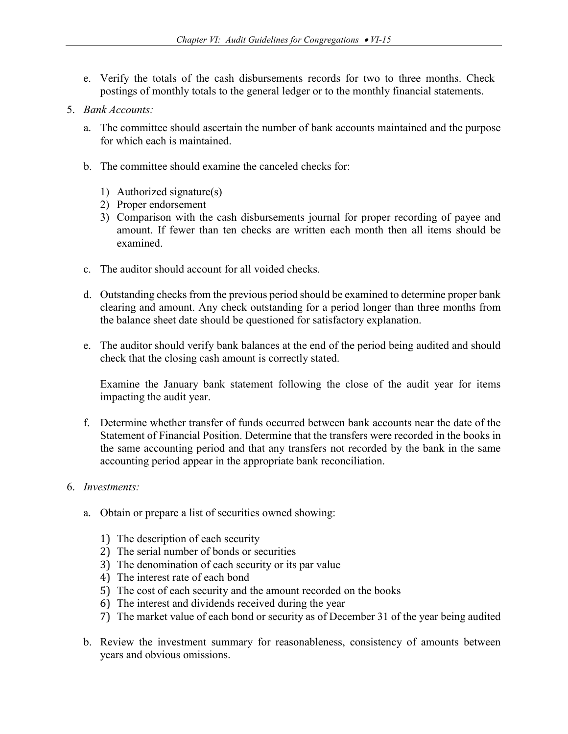e. Verify the totals of the cash disbursements records for two to three months. Check postings of monthly totals to the general ledger or to the monthly financial statements.

5. *Bank Accounts:*

   a. The committee should ascertain the number of bank accounts maintained and the purpose for which each is maintained.

   b. The committee should examine the canceled checks for:

      1) Authorized signature(s)
      2) Proper endorsement
      3) Comparison with the cash disbursements journal for proper recording of payee and amount. If fewer than ten checks are written each month then all items should be examined.

   c. The auditor should account for all voided checks.

   d. Outstanding checks from the previous period should be examined to determine proper bank clearing and amount. Any check outstanding for a period longer than three months from the balance sheet date should be questioned for satisfactory explanation.

   e. The auditor should verify bank balances at the end of the period being audited and should check that the closing cash amount is correctly stated.

      Examine the January bank statement following the close of the audit year for items impacting the audit year.

   f. Determine whether transfer of funds occurred between bank accounts near the date of the Statement of Financial Position. Determine that the transfers were recorded in the books in the same accounting period and that any transfers not recorded by the bank in the same accounting period appear in the appropriate bank reconciliation.

6. *Investments:*

   a. Obtain or prepare a list of securities owned showing:

      1) The description of each security
      2) The serial number of bonds or securities
      3) The denomination of each security or its par value
      4) The interest rate of each bond
      5) The cost of each security and the amount recorded on the books
      6) The interest and dividends received during the year
      7) The market value of each bond or security as of December 31 of the year being audited

   b. Review the investment summary for reasonableness, consistency of amounts between years and obvious omissions.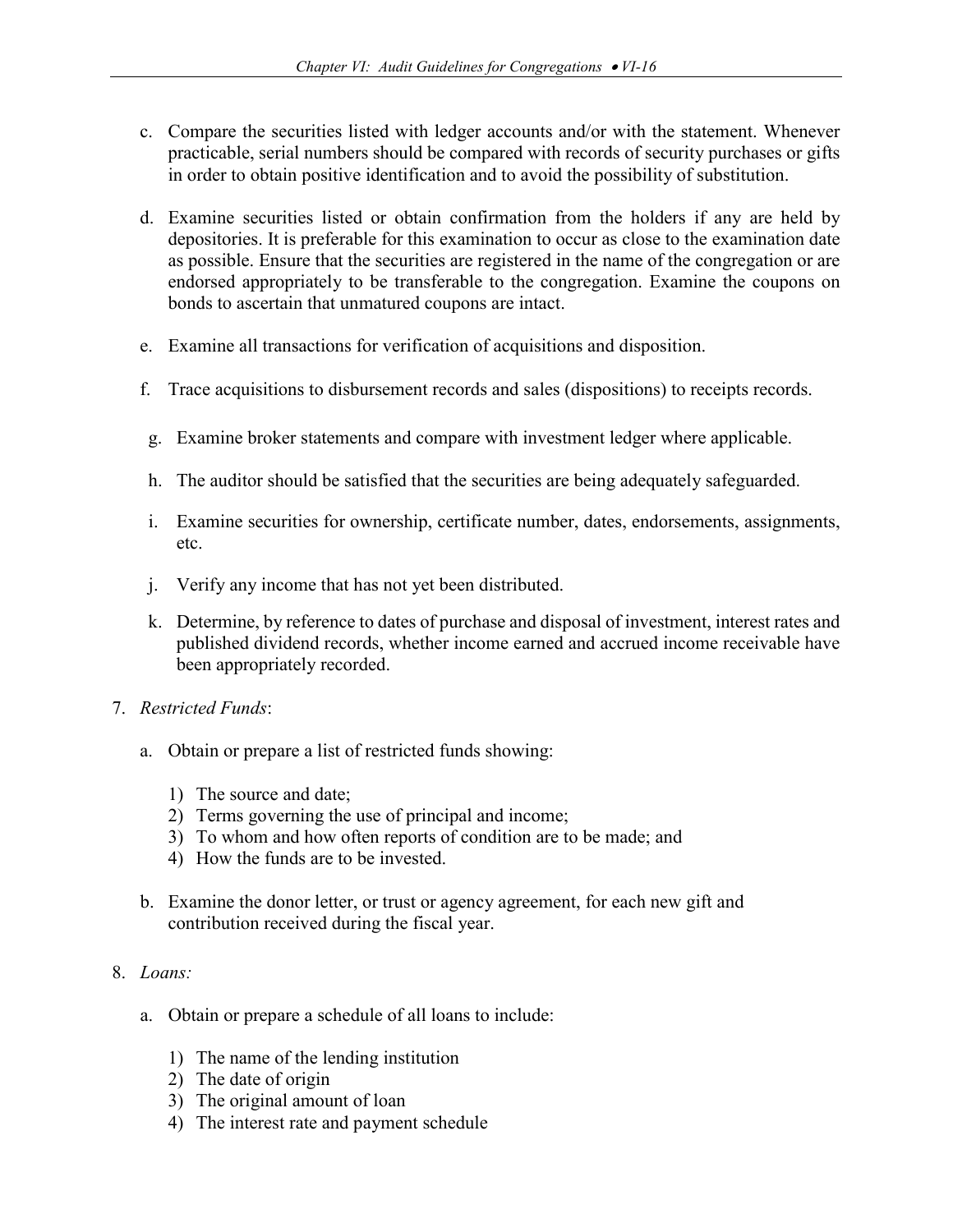c. Compare the securities listed with ledger accounts and/or with the statement. Whenever practicable, serial numbers should be compared with records of security purchases or gifts in order to obtain positive identification and to avoid the possibility of substitution.

d. Examine securities listed or obtain confirmation from the holders if any are held by depositories. It is preferable for this examination to occur as close to the examination date as possible. Ensure that the securities are registered in the name of the congregation or are endorsed appropriately to be transferable to the congregation. Examine the coupons on bonds to ascertain that unmatured coupons are intact.

e. Examine all transactions for verification of acquisitions and disposition.

f. Trace acquisitions to disbursement records and sales (dispositions) to receipts records.

g. Examine broker statements and compare with investment ledger where applicable.

h. The auditor should be satisfied that the securities are being adequately safeguarded.

i. Examine securities for ownership, certificate number, dates, endorsements, assignments, etc.

j. Verify any income that has not yet been distributed.

k. Determine, by reference to dates of purchase and disposal of investment, interest rates and published dividend records, whether income earned and accrued income receivable have been appropriately recorded.

7. *Restricted Funds*:

   a. Obtain or prepare a list of restricted funds showing:

      1) The source and date;
      2) Terms governing the use of principal and income;
      3) To whom and how often reports of condition are to be made; and
      4) How the funds are to be invested.

   b. Examine the donor letter, or trust or agency agreement, for each new gift and contribution received during the fiscal year.

8. *Loans:*

   a. Obtain or prepare a schedule of all loans to include:

      1) The name of the lending institution
      2) The date of origin
      3) The original amount of loan
      4) The interest rate and payment schedule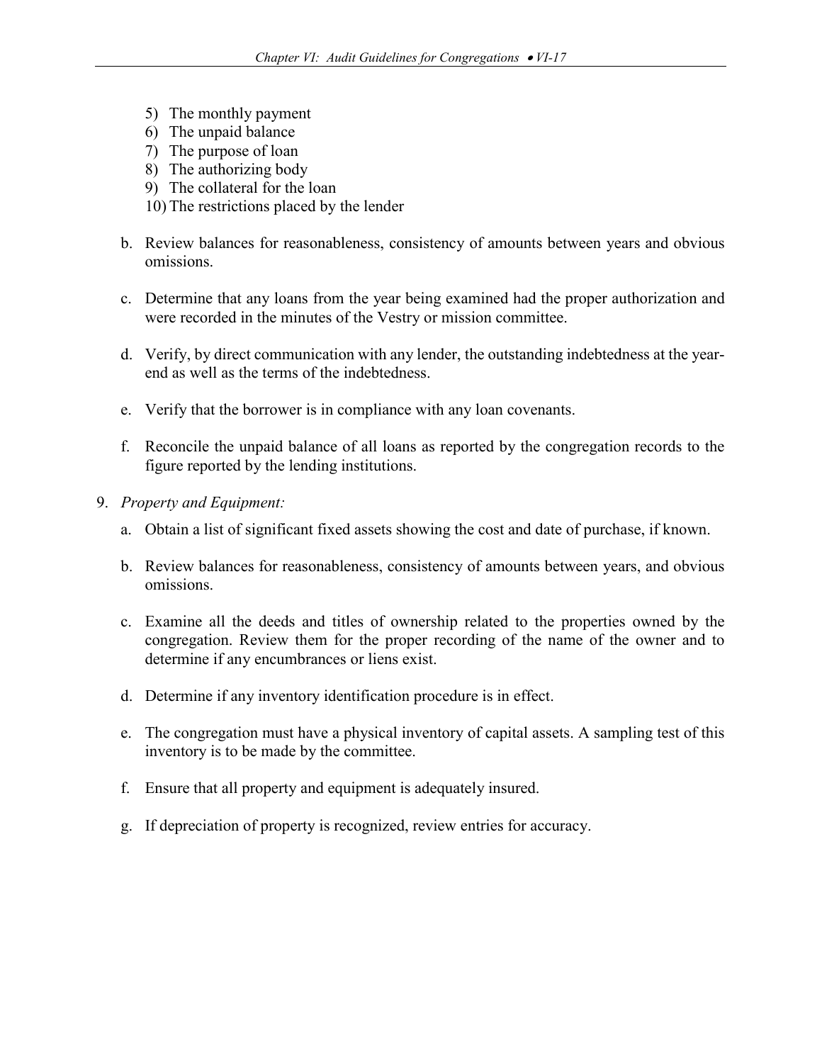5) The monthly payment
6) The unpaid balance
7) The purpose of loan
8) The authorizing body
9) The collateral for the loan
10) The restrictions placed by the lender

b. Review balances for reasonableness, consistency of amounts between years and obvious omissions.

c. Determine that any loans from the year being examined had the proper authorization and were recorded in the minutes of the Vestry or mission committee.

d. Verify, by direct communication with any lender, the outstanding indebtedness at the year-end as well as the terms of the indebtedness.

e. Verify that the borrower is in compliance with any loan covenants.

f. Reconcile the unpaid balance of all loans as reported by the congregation records to the figure reported by the lending institutions.

9. *Property and Equipment:*

   a. Obtain a list of significant fixed assets showing the cost and date of purchase, if known.

   b. Review balances for reasonableness, consistency of amounts between years, and obvious omissions.

   c. Examine all the deeds and titles of ownership related to the properties owned by the congregation. Review them for the proper recording of the name of the owner and to determine if any encumbrances or liens exist.

   d. Determine if any inventory identification procedure is in effect.

   e. The congregation must have a physical inventory of capital assets. A sampling test of this inventory is to be made by the committee.

   f. Ensure that all property and equipment is adequately insured.

   g. If depreciation of property is recognized, review entries for accuracy.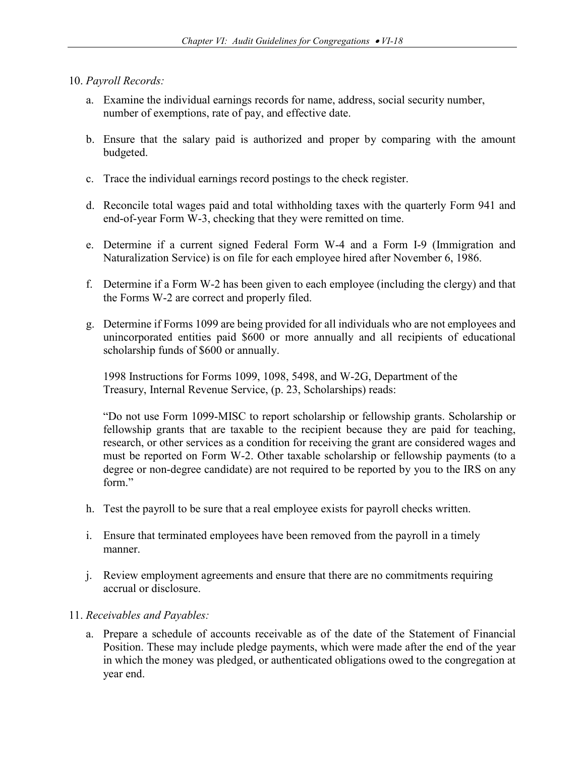10. *Payroll Records:*

    a. Examine the individual earnings records for name, address, social security number, number of exemptions, rate of pay, and effective date.

    b. Ensure that the salary paid is authorized and proper by comparing with the amount budgeted.

    c. Trace the individual earnings record postings to the check register.

    d. Reconcile total wages paid and total withholding taxes with the quarterly Form 941 and end-of-year Form W-3, checking that they were remitted on time.

    e. Determine if a current signed Federal Form W-4 and a Form I-9 (Immigration and Naturalization Service) is on file for each employee hired after November 6, 1986.

    f. Determine if a Form W-2 has been given to each employee (including the clergy) and that the Forms W-2 are correct and properly filed.

    g. Determine if Forms 1099 are being provided for all individuals who are not employees and unincorporated entities paid $600 or more annually and all recipients of educational scholarship funds of $600 or annually.

       1998 Instructions for Forms 1099, 1098, 5498, and W-2G, Department of the Treasury, Internal Revenue Service, (p. 23, Scholarships) reads:

       "Do not use Form 1099-MISC to report scholarship or fellowship grants. Scholarship or fellowship grants that are taxable to the recipient because they are paid for teaching, research, or other services as a condition for receiving the grant are considered wages and must be reported on Form W-2. Other taxable scholarship or fellowship payments (to a degree or non-degree candidate) are not required to be reported by you to the IRS on any form."

    h. Test the payroll to be sure that a real employee exists for payroll checks written.

    i. Ensure that terminated employees have been removed from the payroll in a timely manner.

    j. Review employment agreements and ensure that there are no commitments requiring accrual or disclosure.

11. *Receivables and Payables:*

    a. Prepare a schedule of accounts receivable as of the date of the Statement of Financial Position. These may include pledge payments, which were made after the end of the year in which the money was pledged, or authenticated obligations owed to the congregation at year end.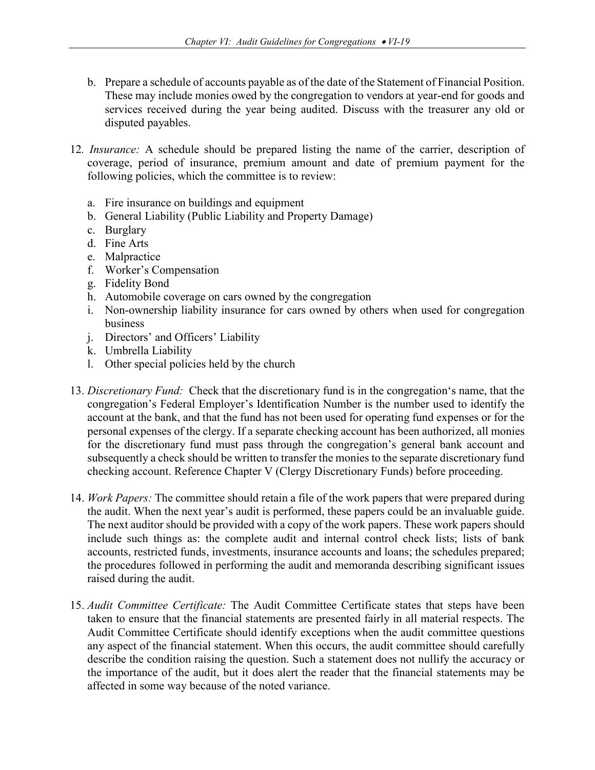b. Prepare a schedule of accounts payable as of the date of the Statement of Financial Position. These may include monies owed by the congregation to vendors at year-end for goods and services received during the year being audited. Discuss with the treasurer any old or disputed payables.

12. *Insurance:* A schedule should be prepared listing the name of the carrier, description of coverage, period of insurance, premium amount and date of premium payment for the following policies, which the committee is to review:

    a. Fire insurance on buildings and equipment
    b. General Liability (Public Liability and Property Damage)
    c. Burglary
    d. Fine Arts
    e. Malpractice
    f. Worker's Compensation
    g. Fidelity Bond
    h. Automobile coverage on cars owned by the congregation
    i. Non-ownership liability insurance for cars owned by others when used for congregation business
    j. Directors' and Officers' Liability
    k. Umbrella Liability
    l. Other special policies held by the church

13. *Discretionary Fund:* Check that the discretionary fund is in the congregation's name, that the congregation's Federal Employer's Identification Number is the number used to identify the account at the bank, and that the fund has not been used for operating fund expenses or for the personal expenses of the clergy. If a separate checking account has been authorized, all monies for the discretionary fund must pass through the congregation's general bank account and subsequently a check should be written to transfer the monies to the separate discretionary fund checking account. Reference Chapter V (Clergy Discretionary Funds) before proceeding.

14. *Work Papers:* The committee should retain a file of the work papers that were prepared during the audit. When the next year's audit is performed, these papers could be an invaluable guide. The next auditor should be provided with a copy of the work papers. These work papers should include such things as: the complete audit and internal control check lists; lists of bank accounts, restricted funds, investments, insurance accounts and loans; the schedules prepared; the procedures followed in performing the audit and memoranda describing significant issues raised during the audit.

15. *Audit Committee Certificate:* The Audit Committee Certificate states that steps have been taken to ensure that the financial statements are presented fairly in all material respects. The Audit Committee Certificate should identify exceptions when the audit committee questions any aspect of the financial statement. When this occurs, the audit committee should carefully describe the condition raising the question. Such a statement does not nullify the accuracy or the importance of the audit, but it does alert the reader that the financial statements may be affected in some way because of the noted variance.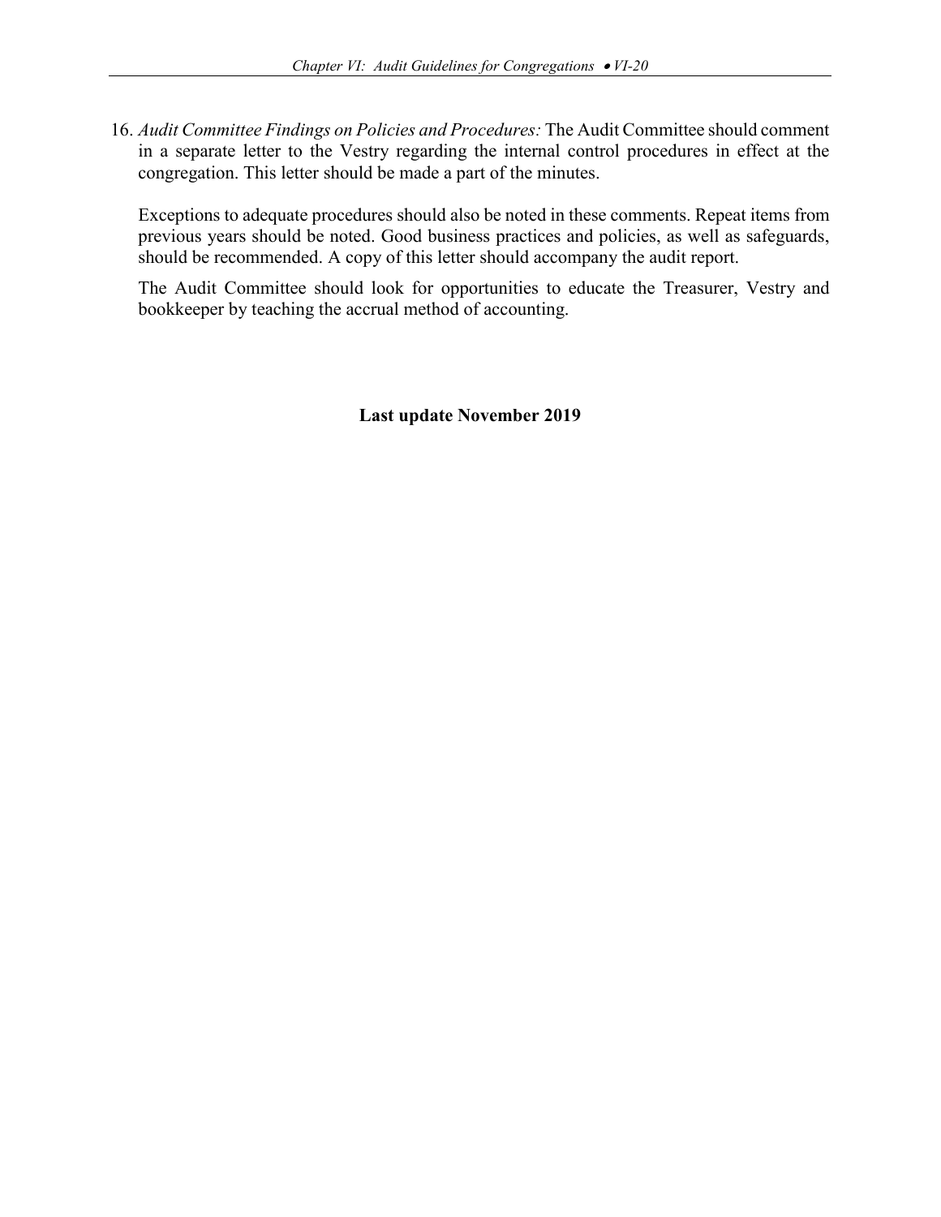16. *Audit Committee Findings on Policies and Procedures:* The Audit Committee should comment in a separate letter to the Vestry regarding the internal control procedures in effect at the congregation. This letter should be made a part of the minutes.

    Exceptions to adequate procedures should also be noted in these comments. Repeat items from previous years should be noted. Good business practices and policies, as well as safeguards, should be recommended. A copy of this letter should accompany the audit report.

    The Audit Committee should look for opportunities to educate the Treasurer, Vestry and bookkeeper by teaching the accrual method of accounting.

**Last update November 2019**